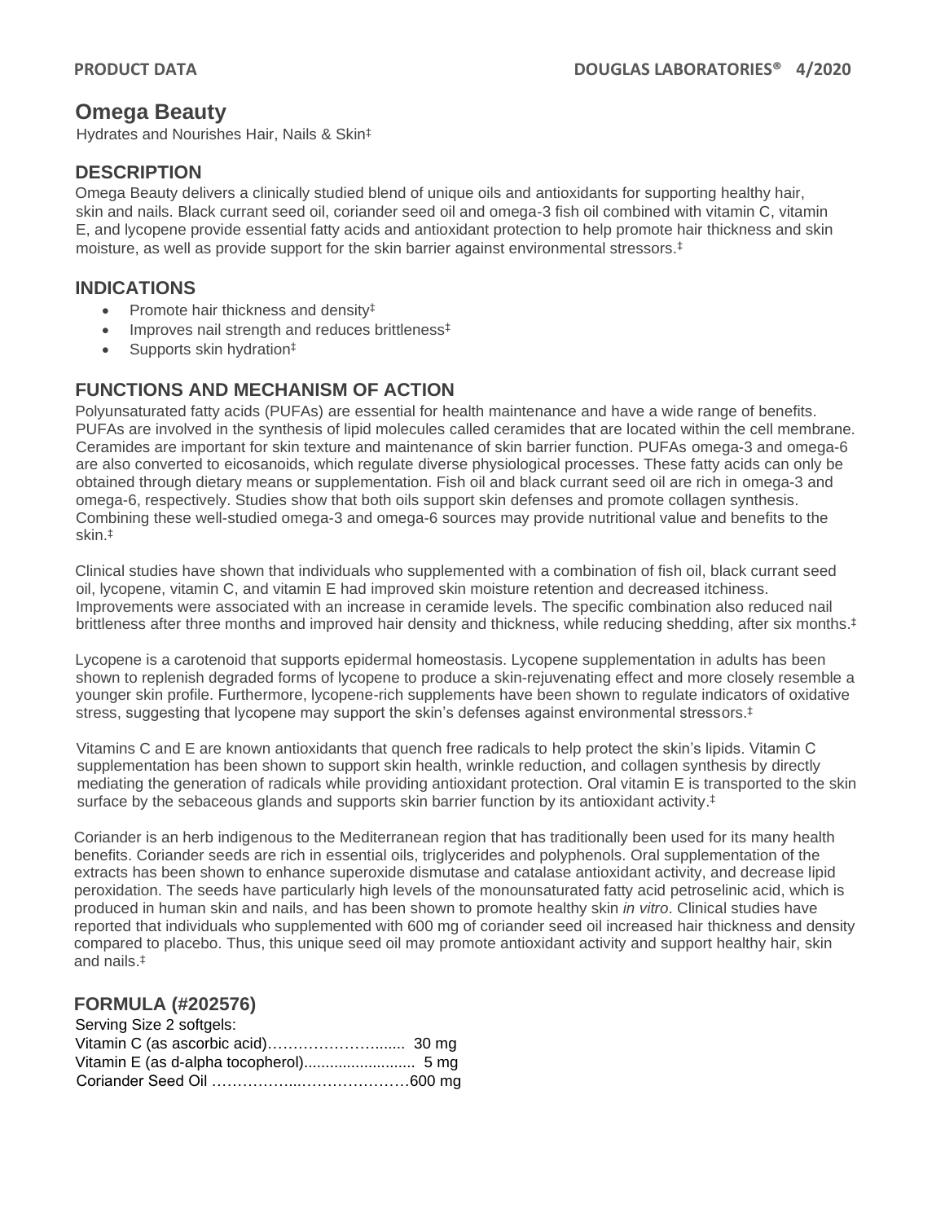# Omega Beauty

Hydrates and Nourishes Hair, Nails & Skin‡

## DESCRIPTION

Omega Beauty delivers a clinically studied blend of unique oils and antioxidants for supporting healthy hair, skin and nails. Black currant seed oil, coriander seed oil and omega-3 fish oil combined with vitamin C, vitamin E, and lycopene provide essential fatty acids and antioxidant protection to help promote hair thickness and skin moisture, as well as provide support for the skin barrier against environmental stressors.‡

## INDICATIONS

- Promote hair thickness and density‡
- Improves nail strength and reduces brittleness‡
- Supports skin hydration‡

## FUNCTIONS AND MECHANISM OF ACTION

Polyunsaturated fatty acids (PUFAs) are essential for health maintenance and have a wide range of benefits. PUFAs are involved in the synthesis of lipid molecules called ceramides that are located within the cell membrane. Ceramides are important for skin texture and maintenance of skin barrier function. PUFAs omega-3 and omega-6 are also converted to eicosanoids, which regulate diverse physiological processes. These fatty acids can only be obtained through dietary means or supplementation. Fish oil and black currant seed oil are rich in omega-3 and omega-6, respectively. Studies show that both oils support skin defenses and promote collagen synthesis. Combining these well-studied omega-3 and omega-6 sources may provide nutritional value and benefits to the skin.‡

Clinical studies have shown that individuals who supplemented with a combination of fish oil, black currant seed oil, lycopene, vitamin C, and vitamin E had improved skin moisture retention and decreased itchiness. Improvements were associated with an increase in ceramide levels. The specific combination also reduced nail brittleness after three months and improved hair density and thickness, while reducing shedding, after six months.‡

Lycopene is a carotenoid that supports epidermal homeostasis. Lycopene supplementation in adults has been shown to replenish degraded forms of lycopene to produce a skin-rejuvenating effect and more closely resemble a younger skin profile. Furthermore, lycopene-rich supplements have been shown to regulate indicators of oxidative stress, suggesting that lycopene may support the skin's defenses against environmental stressors.‡

Vitamins C and E are known antioxidants that quench free radicals to help protect the skin's lipids. Vitamin C supplementation has been shown to support skin health, wrinkle reduction, and collagen synthesis by directly mediating the generation of radicals while providing antioxidant protection. Oral vitamin E is transported to the skin surface by the sebaceous glands and supports skin barrier function by its antioxidant activity.‡

Coriander is an herb indigenous to the Mediterranean region that has traditionally been used for its many health benefits. Coriander seeds are rich in essential oils, triglycerides and polyphenols. Oral supplementation of the extracts has been shown to enhance superoxide dismutase and catalase antioxidant activity, and decrease lipid peroxidation. The seeds have particularly high levels of the monounsaturated fatty acid petroselinic acid, which is produced in human skin and nails, and has been shown to promote healthy skin *in vitro*. Clinical studies have reported that individuals who supplemented with 600 mg of coriander seed oil increased hair thickness and density compared to placebo. Thus, this unique seed oil may promote antioxidant activity and support healthy hair, skin and nails.‡

## FORMULA (#202576)

Serving Size 2 softgels:

| | |
|---|---|
| Vitamin C (as ascorbic acid) | 30 mg |
| Vitamin E (as d-alpha tocopherol) | 5 mg |
| Coriander Seed Oil | 600 mg |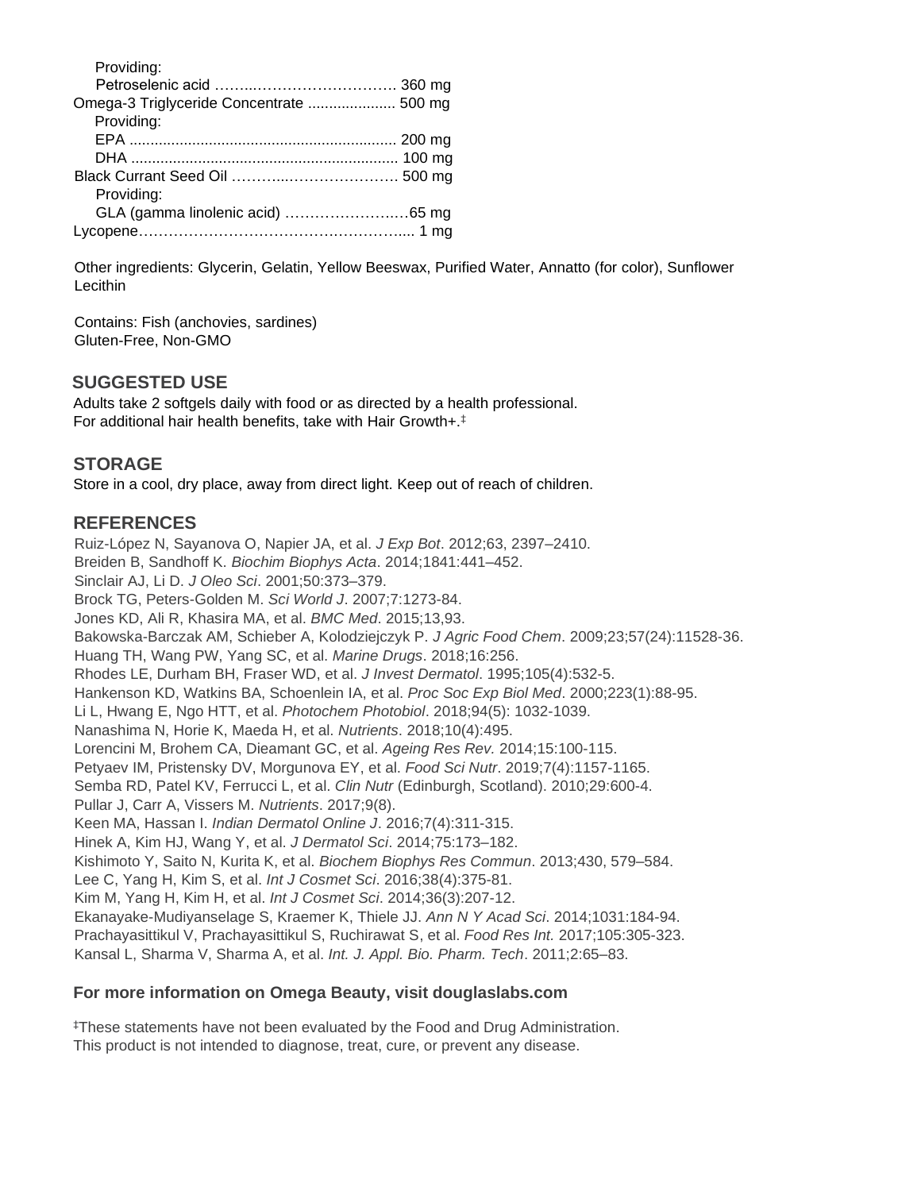Providing:
Petroselenic acid ……..………………………. 360 mg
Omega-3 Triglyceride Concentrate ..................... 500 mg
Providing:
EPA ................................................................ 200 mg
DHA ................................................................ 100 mg
Black Currant Seed Oil ………...…………………. 500 mg
Providing:
GLA (gamma linolenic acid) …………………..…65 mg
Lycopene……………………………….…………..... 1 mg

Other ingredients: Glycerin, Gelatin, Yellow Beeswax, Purified Water, Annatto (for color), Sunflower Lecithin

Contains: Fish (anchovies, sardines)
Gluten-Free, Non-GMO

## SUGGESTED USE

Adults take 2 softgels daily with food or as directed by a health professional.
For additional hair health benefits, take with Hair Growth+.‡

## STORAGE

Store in a cool, dry place, away from direct light. Keep out of reach of children.

## REFERENCES

Ruiz-López N, Sayanova O, Napier JA, et al. *J Exp Bot*. 2012;63, 2397–2410.
Breiden B, Sandhoff K. *Biochim Biophys Acta*. 2014;1841:441–452.
Sinclair AJ, Li D. *J Oleo Sci*. 2001;50:373–379.
Brock TG, Peters-Golden M. *Sci World J*. 2007;7:1273-84.
Jones KD, Ali R, Khasira MA, et al. *BMC Med*. 2015;13,93.
Bakowska-Barczak AM, Schieber A, Kolodziejczyk P. *J Agric Food Chem*. 2009;23;57(24):11528-36.
Huang TH, Wang PW, Yang SC, et al. *Marine Drugs*. 2018;16:256.
Rhodes LE, Durham BH, Fraser WD, et al. *J Invest Dermatol*. 1995;105(4):532-5.
Hankenson KD, Watkins BA, Schoenlein IA, et al. *Proc Soc Exp Biol Med*. 2000;223(1):88-95.
Li L, Hwang E, Ngo HTT, et al. *Photochem Photobiol*. 2018;94(5): 1032-1039.
Nanashima N, Horie K, Maeda H, et al. *Nutrients*. 2018;10(4):495.
Lorencini M, Brohem CA, Dieamant GC, et al. *Ageing Res Rev.* 2014;15:100-115.
Petyaev IM, Pristensky DV, Morgunova EY, et al. *Food Sci Nutr*. 2019;7(4):1157-1165.
Semba RD, Patel KV, Ferrucci L, et al. *Clin Nutr* (Edinburgh, Scotland). 2010;29:600-4.
Pullar J, Carr A, Vissers M. *Nutrients*. 2017;9(8).
Keen MA, Hassan I. *Indian Dermatol Online J*. 2016;7(4):311-315.
Hinek A, Kim HJ, Wang Y, et al. *J Dermatol Sci*. 2014;75:173–182.
Kishimoto Y, Saito N, Kurita K, et al. *Biochem Biophys Res Commun*. 2013;430, 579–584.
Lee C, Yang H, Kim S, et al. *Int J Cosmet Sci*. 2016;38(4):375-81.
Kim M, Yang H, Kim H, et al. *Int J Cosmet Sci*. 2014;36(3):207-12.
Ekanayake-Mudiyanselage S, Kraemer K, Thiele JJ. *Ann N Y Acad Sci*. 2014;1031:184-94.
Prachayasittikul V, Prachayasittikul S, Ruchirawat S, et al. *Food Res Int.* 2017;105:305-323.
Kansal L, Sharma V, Sharma A, et al. *Int. J. Appl. Bio. Pharm. Tech*. 2011;2:65–83.

**For more information on Omega Beauty, visit douglaslabs.com**

‡These statements have not been evaluated by the Food and Drug Administration.
This product is not intended to diagnose, treat, cure, or prevent any disease.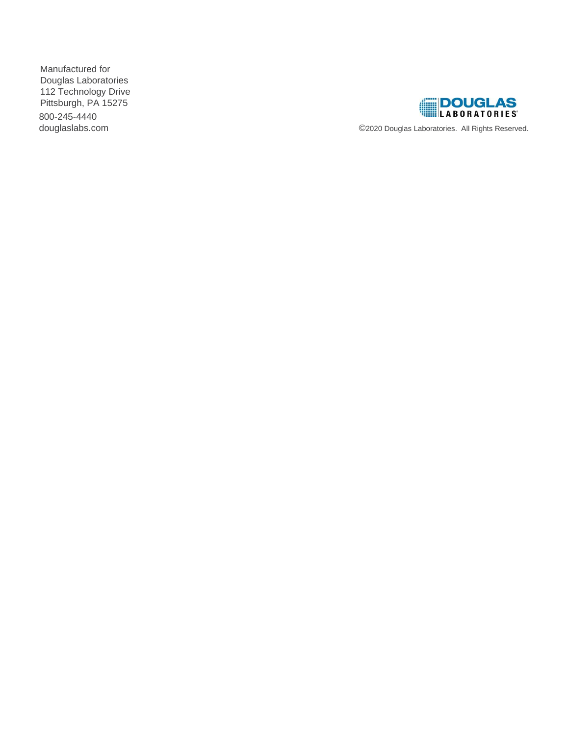Manufactured for
Douglas Laboratories
112 Technology Drive
Pittsburgh, PA 15275
800-245-4440
douglaslabs.com

DOUGLAS LABORATORIES®

©2020 Douglas Laboratories. All Rights Reserved.